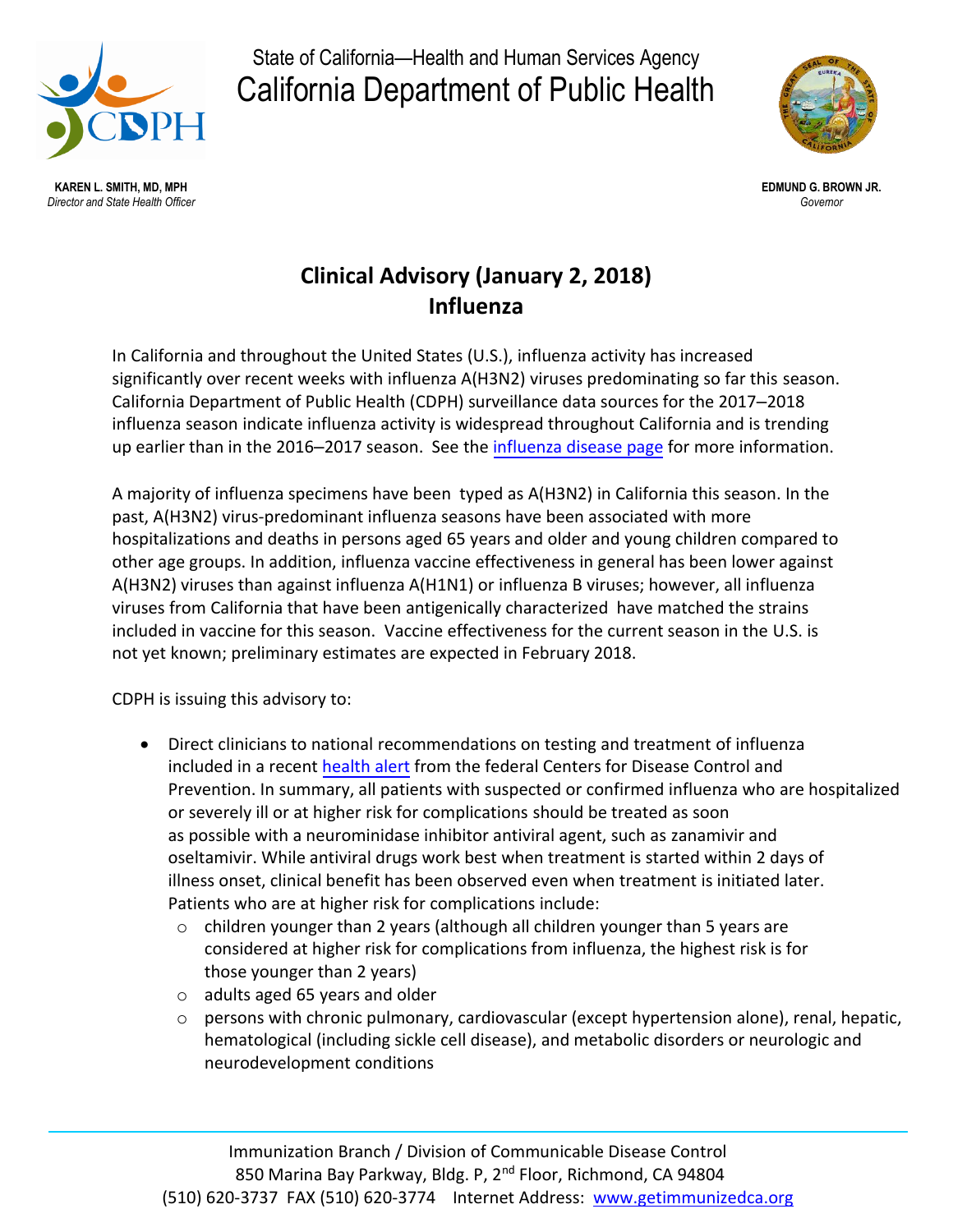State of California—Health and Human Services Agency

California Department of Public Health

**KAREN L. SMITH, MD, MPH**
*Director and State Health Officer*

**EDMUND G. BROWN JR.**
*Governor*

# Clinical Advisory (January 2, 2018)
# Influenza

In California and throughout the United States (U.S.), influenza activity has increased significantly over recent weeks with influenza A(H3N2) viruses predominating so far this season. California Department of Public Health (CDPH) surveillance data sources for the 2017–2018 influenza season indicate influenza activity is widespread throughout California and is trending up earlier than in the 2016–2017 season. See the influenza disease page for more information.

A majority of influenza specimens have been typed as A(H3N2) in California this season. In the past, A(H3N2) virus-predominant influenza seasons have been associated with more hospitalizations and deaths in persons aged 65 years and older and young children compared to other age groups. In addition, influenza vaccine effectiveness in general has been lower against A(H3N2) viruses than against influenza A(H1N1) or influenza B viruses; however, all influenza viruses from California that have been antigenically characterized have matched the strains included in vaccine for this season. Vaccine effectiveness for the current season in the U.S. is not yet known; preliminary estimates are expected in February 2018.

CDPH is issuing this advisory to:

- Direct clinicians to national recommendations on testing and treatment of influenza included in a recent health alert from the federal Centers for Disease Control and Prevention. In summary, all patients with suspected or confirmed influenza who are hospitalized or severely ill or at higher risk for complications should be treated as soon as possible with a neurominidase inhibitor antiviral agent, such as zanamivir and oseltamivir. While antiviral drugs work best when treatment is started within 2 days of illness onset, clinical benefit has been observed even when treatment is initiated later. Patients who are at higher risk for complications include:
  - children younger than 2 years (although all children younger than 5 years are considered at higher risk for complications from influenza, the highest risk is for those younger than 2 years)
  - adults aged 65 years and older
  - persons with chronic pulmonary, cardiovascular (except hypertension alone), renal, hepatic, hematological (including sickle cell disease), and metabolic disorders or neurologic and neurodevelopment conditions

Immunization Branch / Division of Communicable Disease Control
850 Marina Bay Parkway, Bldg. P, 2nd Floor, Richmond, CA 94804
(510) 620-3737 FAX (510) 620-3774 Internet Address: www.getimmunizedca.org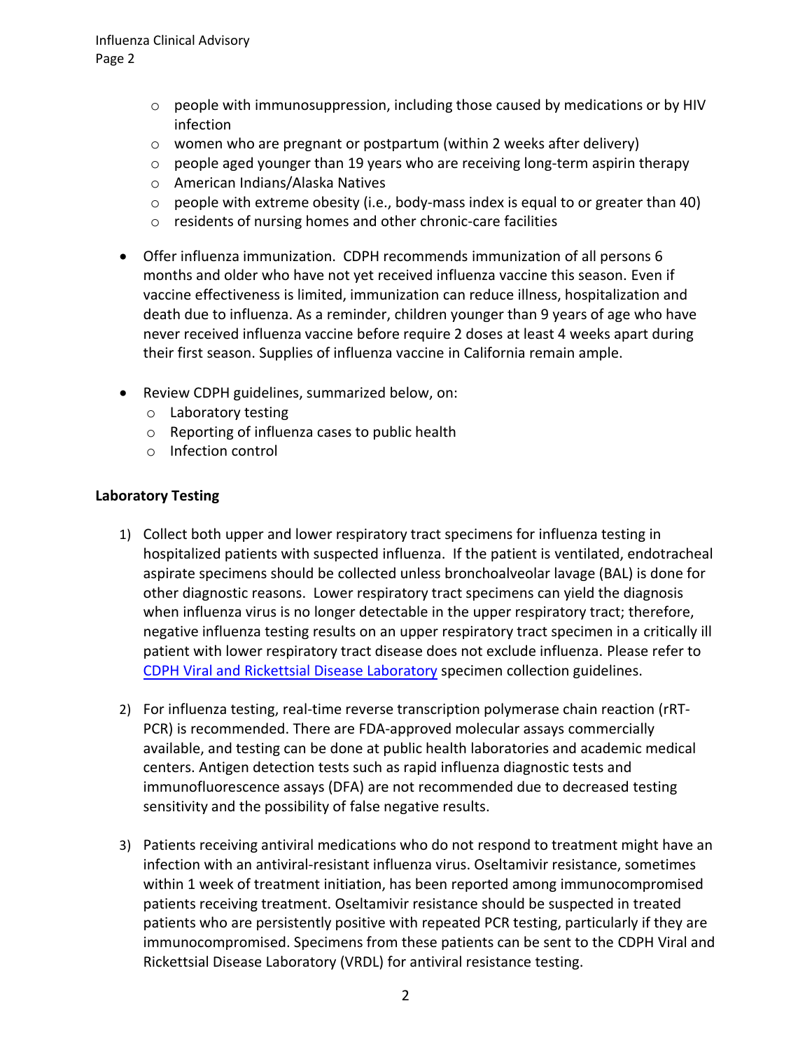- people with immunosuppression, including those caused by medications or by HIV infection
  - women who are pregnant or postpartum (within 2 weeks after delivery)
  - people aged younger than 19 years who are receiving long-term aspirin therapy
  - American Indians/Alaska Natives
  - people with extreme obesity (i.e., body-mass index is equal to or greater than 40)
  - residents of nursing homes and other chronic-care facilities

- Offer influenza immunization. CDPH recommends immunization of all persons 6 months and older who have not yet received influenza vaccine this season. Even if vaccine effectiveness is limited, immunization can reduce illness, hospitalization and death due to influenza. As a reminder, children younger than 9 years of age who have never received influenza vaccine before require 2 doses at least 4 weeks apart during their first season. Supplies of influenza vaccine in California remain ample.

- Review CDPH guidelines, summarized below, on:
  - Laboratory testing
  - Reporting of influenza cases to public health
  - Infection control

**Laboratory Testing**

1) Collect both upper and lower respiratory tract specimens for influenza testing in hospitalized patients with suspected influenza. If the patient is ventilated, endotracheal aspirate specimens should be collected unless bronchoalveolar lavage (BAL) is done for other diagnostic reasons. Lower respiratory tract specimens can yield the diagnosis when influenza virus is no longer detectable in the upper respiratory tract; therefore, negative influenza testing results on an upper respiratory tract specimen in a critically ill patient with lower respiratory tract disease does not exclude influenza. Please refer to CDPH Viral and Rickettsial Disease Laboratory specimen collection guidelines.

2) For influenza testing, real-time reverse transcription polymerase chain reaction (rRT-PCR) is recommended. There are FDA-approved molecular assays commercially available, and testing can be done at public health laboratories and academic medical centers. Antigen detection tests such as rapid influenza diagnostic tests and immunofluorescence assays (DFA) are not recommended due to decreased testing sensitivity and the possibility of false negative results.

3) Patients receiving antiviral medications who do not respond to treatment might have an infection with an antiviral-resistant influenza virus. Oseltamivir resistance, sometimes within 1 week of treatment initiation, has been reported among immunocompromised patients receiving treatment. Oseltamivir resistance should be suspected in treated patients who are persistently positive with repeated PCR testing, particularly if they are immunocompromised. Specimens from these patients can be sent to the CDPH Viral and Rickettsial Disease Laboratory (VRDL) for antiviral resistance testing.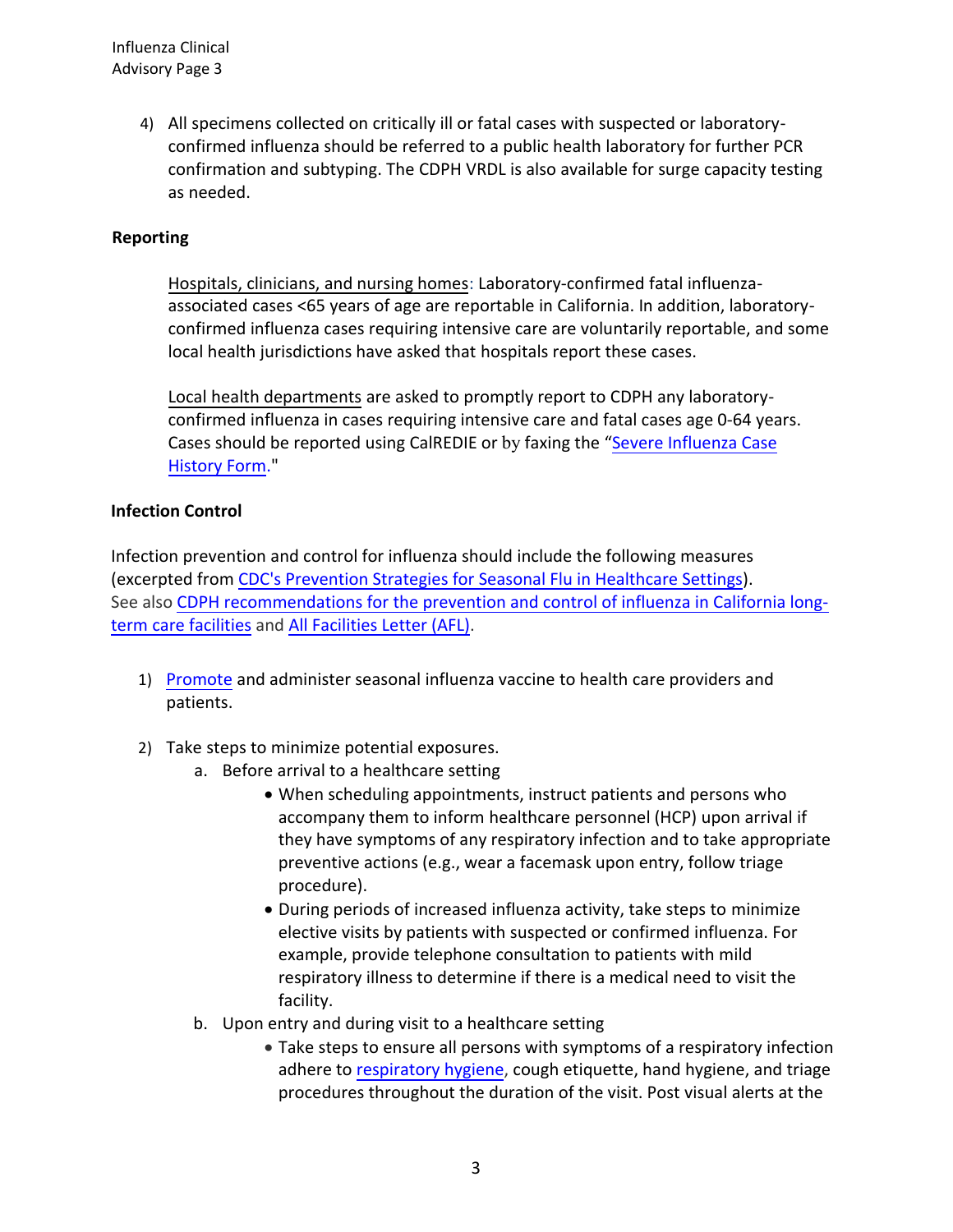4) All specimens collected on critically ill or fatal cases with suspected or laboratory-confirmed influenza should be referred to a public health laboratory for further PCR confirmation and subtyping. The CDPH VRDL is also available for surge capacity testing as needed.

**Reporting**

Hospitals, clinicians, and nursing homes: Laboratory-confirmed fatal influenza-associated cases <65 years of age are reportable in California. In addition, laboratory-confirmed influenza cases requiring intensive care are voluntarily reportable, and some local health jurisdictions have asked that hospitals report these cases.

Local health departments are asked to promptly report to CDPH any laboratory-confirmed influenza in cases requiring intensive care and fatal cases age 0-64 years. Cases should be reported using CalREDIE or by faxing the "Severe Influenza Case History Form."

**Infection Control**

Infection prevention and control for influenza should include the following measures (excerpted from CDC's Prevention Strategies for Seasonal Flu in Healthcare Settings). See also CDPH recommendations for the prevention and control of influenza in California long-term care facilities and All Facilities Letter (AFL).

1) Promote and administer seasonal influenza vaccine to health care providers and patients.

2) Take steps to minimize potential exposures.
   a. Before arrival to a healthcare setting
      - When scheduling appointments, instruct patients and persons who accompany them to inform healthcare personnel (HCP) upon arrival if they have symptoms of any respiratory infection and to take appropriate preventive actions (e.g., wear a facemask upon entry, follow triage procedure).
      - During periods of increased influenza activity, take steps to minimize elective visits by patients with suspected or confirmed influenza. For example, provide telephone consultation to patients with mild respiratory illness to determine if there is a medical need to visit the facility.
   b. Upon entry and during visit to a healthcare setting
      - Take steps to ensure all persons with symptoms of a respiratory infection adhere to respiratory hygiene, cough etiquette, hand hygiene, and triage procedures throughout the duration of the visit. Post visual alerts at the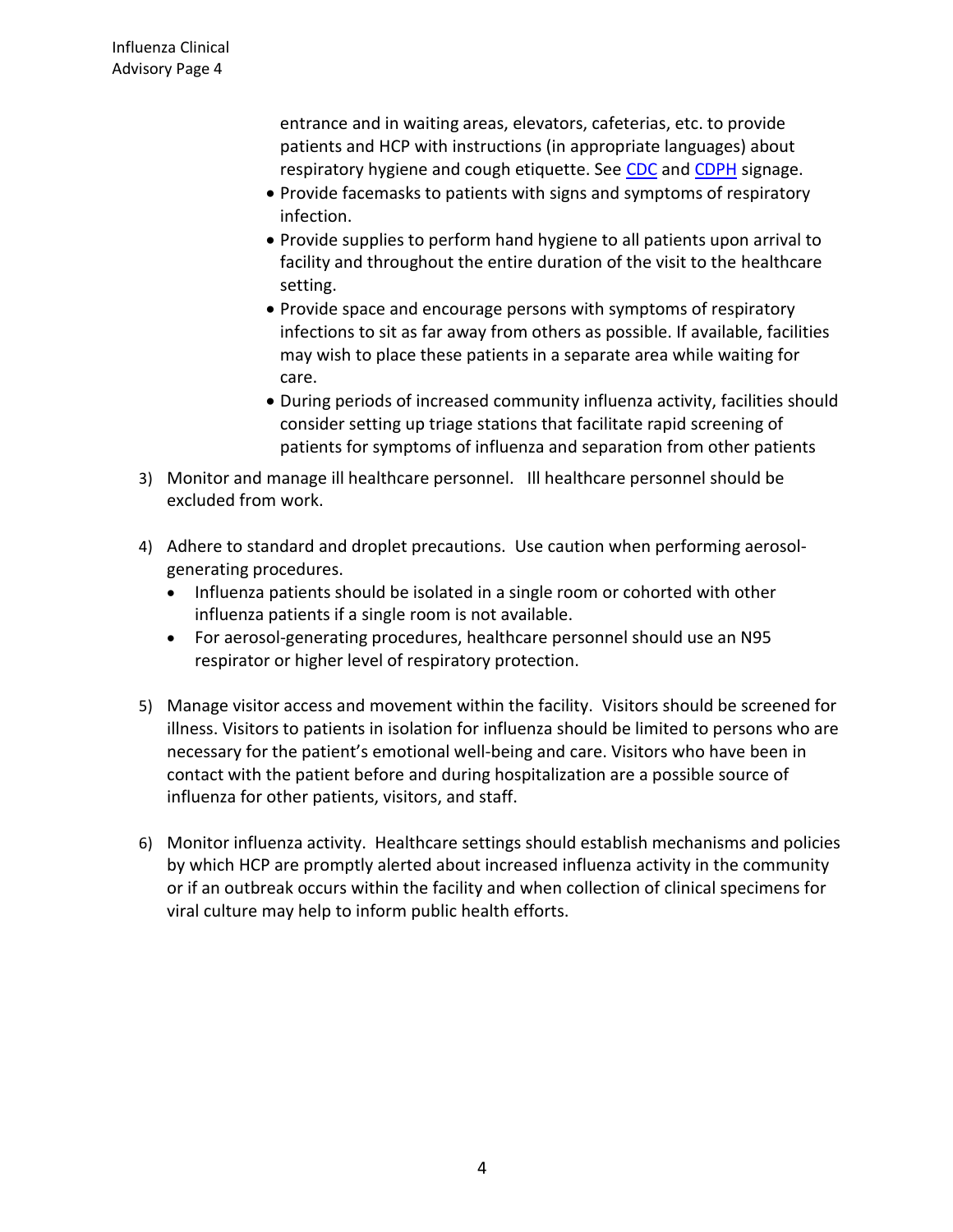entrance and in waiting areas, elevators, cafeterias, etc. to provide patients and HCP with instructions (in appropriate languages) about respiratory hygiene and cough etiquette. See CDC and CDPH signage.

- Provide facemasks to patients with signs and symptoms of respiratory infection.
- Provide supplies to perform hand hygiene to all patients upon arrival to facility and throughout the entire duration of the visit to the healthcare setting.
- Provide space and encourage persons with symptoms of respiratory infections to sit as far away from others as possible. If available, facilities may wish to place these patients in a separate area while waiting for care.
- During periods of increased community influenza activity, facilities should consider setting up triage stations that facilitate rapid screening of patients for symptoms of influenza and separation from other patients

3) Monitor and manage ill healthcare personnel. Ill healthcare personnel should be excluded from work.

4) Adhere to standard and droplet precautions. Use caution when performing aerosol-generating procedures.
   - Influenza patients should be isolated in a single room or cohorted with other influenza patients if a single room is not available.
   - For aerosol-generating procedures, healthcare personnel should use an N95 respirator or higher level of respiratory protection.

5) Manage visitor access and movement within the facility. Visitors should be screened for illness. Visitors to patients in isolation for influenza should be limited to persons who are necessary for the patient's emotional well-being and care. Visitors who have been in contact with the patient before and during hospitalization are a possible source of influenza for other patients, visitors, and staff.

6) Monitor influenza activity. Healthcare settings should establish mechanisms and policies by which HCP are promptly alerted about increased influenza activity in the community or if an outbreak occurs within the facility and when collection of clinical specimens for viral culture may help to inform public health efforts.